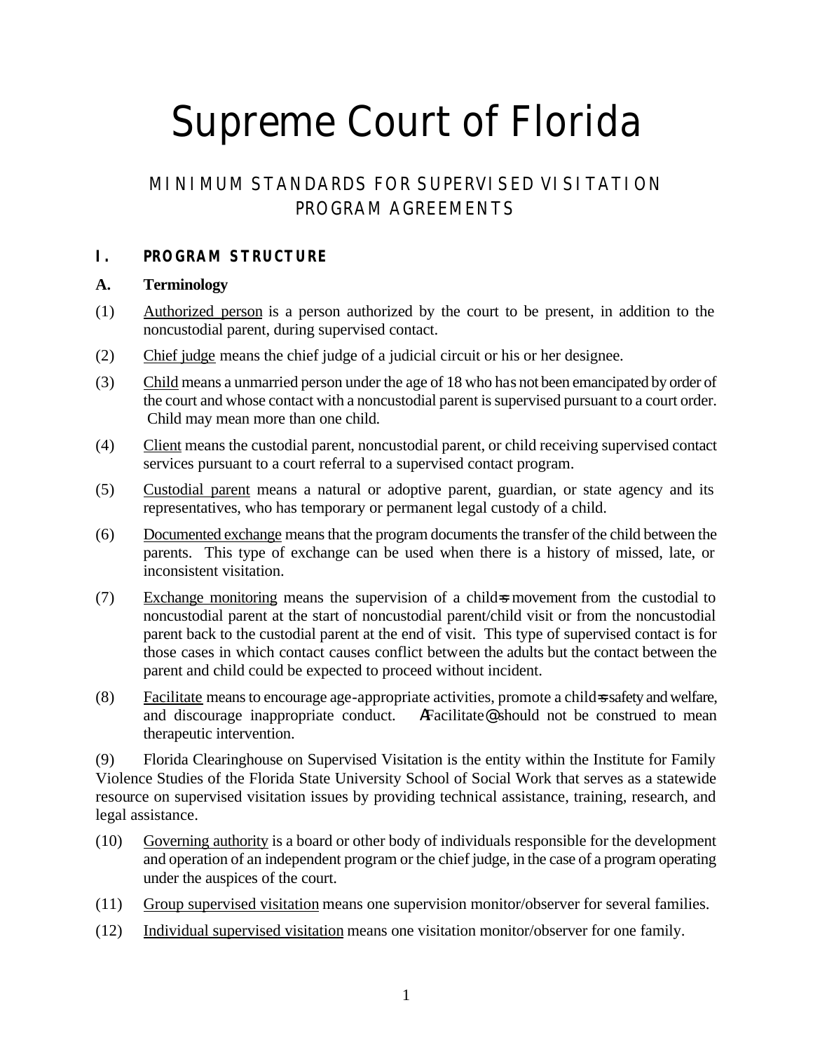# Supreme Court of Florida

## MINIMUM STANDARDS FOR SUPERVISED VISITATION PROGRAM AGREEMENTS

### I. PROGRAM STRUCTURE

**A. Terminology**

(1) Authorized person is a person authorized by the court to be present, in addition to the noncustodial parent, during supervised contact.

(2) Chief judge means the chief judge of a judicial circuit or his or her designee.

(3) Child means a unmarried person under the age of 18 who has not been emancipated by order of the court and whose contact with a noncustodial parent is supervised pursuant to a court order. Child may mean more than one child.

(4) Client means the custodial parent, noncustodial parent, or child receiving supervised contact services pursuant to a court referral to a supervised contact program.

(5) Custodial parent means a natural or adoptive parent, guardian, or state agency and its representatives, who has temporary or permanent legal custody of a child.

(6) Documented exchange means that the program documents the transfer of the child between the parents. This type of exchange can be used when there is a history of missed, late, or inconsistent visitation.

(7) Exchange monitoring means the supervision of a child=s movement from the custodial to noncustodial parent at the start of noncustodial parent/child visit or from the noncustodial parent back to the custodial parent at the end of visit. This type of supervised contact is for those cases in which contact causes conflict between the adults but the contact between the parent and child could be expected to proceed without incident.

(8) Facilitate means to encourage age-appropriate activities, promote a child=s safety and welfare, and discourage inappropriate conduct. AFacilitate@ should not be construed to mean therapeutic intervention.

(9) Florida Clearinghouse on Supervised Visitation is the entity within the Institute for Family Violence Studies of the Florida State University School of Social Work that serves as a statewide resource on supervised visitation issues by providing technical assistance, training, research, and legal assistance.

(10) Governing authority is a board or other body of individuals responsible for the development and operation of an independent program or the chief judge, in the case of a program operating under the auspices of the court.

(11) Group supervised visitation means one supervision monitor/observer for several families.

(12) Individual supervised visitation means one visitation monitor/observer for one family.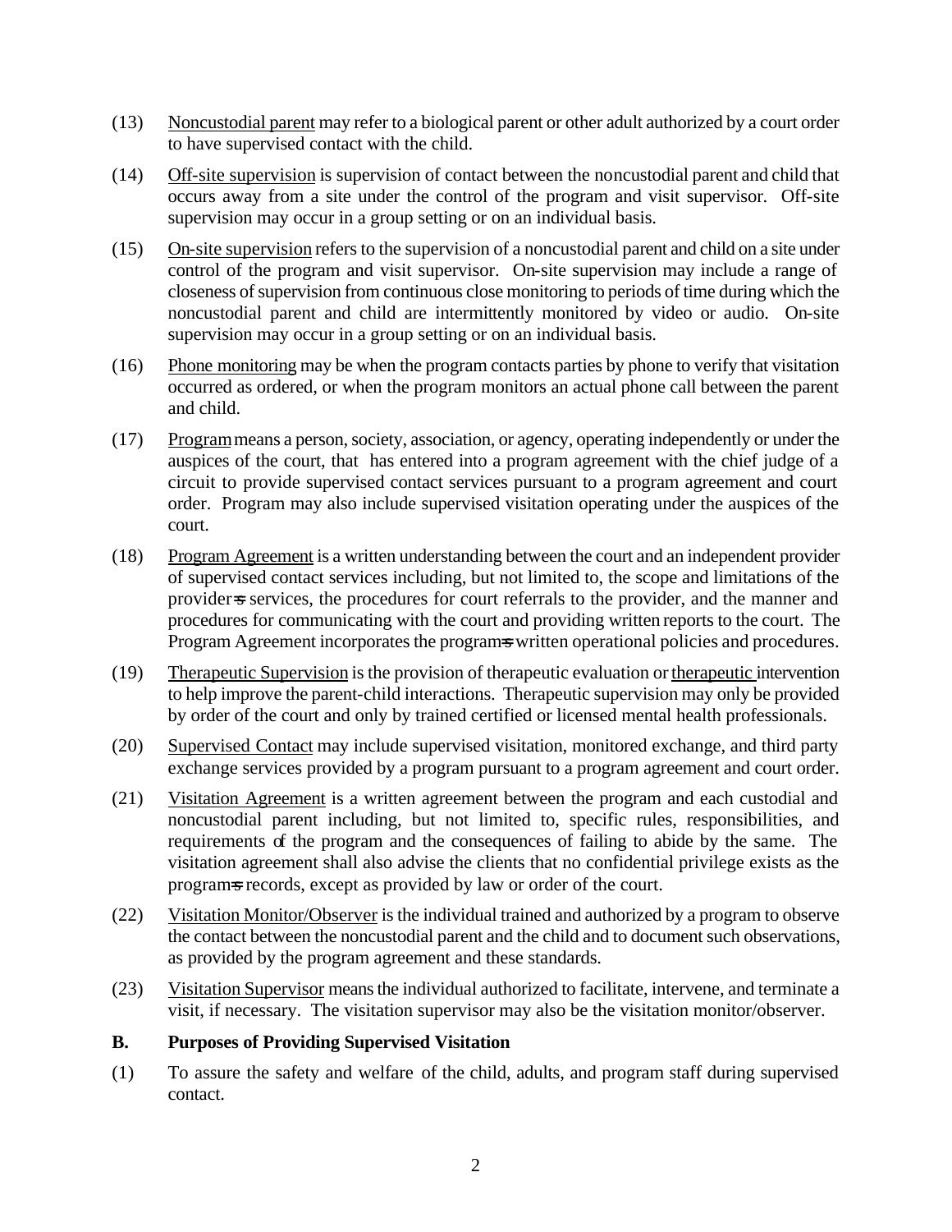(13) Noncustodial parent may refer to a biological parent or other adult authorized by a court order to have supervised contact with the child.

(14) Off-site supervision is supervision of contact between the noncustodial parent and child that occurs away from a site under the control of the program and visit supervisor. Off-site supervision may occur in a group setting or on an individual basis.

(15) On-site supervision refers to the supervision of a noncustodial parent and child on a site under control of the program and visit supervisor. On-site supervision may include a range of closeness of supervision from continuous close monitoring to periods of time during which the noncustodial parent and child are intermittently monitored by video or audio. On-site supervision may occur in a group setting or on an individual basis.

(16) Phone monitoring may be when the program contacts parties by phone to verify that visitation occurred as ordered, or when the program monitors an actual phone call between the parent and child.

(17) Program means a person, society, association, or agency, operating independently or under the auspices of the court, that has entered into a program agreement with the chief judge of a circuit to provide supervised contact services pursuant to a program agreement and court order. Program may also include supervised visitation operating under the auspices of the court.

(18) Program Agreement is a written understanding between the court and an independent provider of supervised contact services including, but not limited to, the scope and limitations of the provider=s services, the procedures for court referrals to the provider, and the manner and procedures for communicating with the court and providing written reports to the court. The Program Agreement incorporates the program=s written operational policies and procedures.

(19) Therapeutic Supervision is the provision of therapeutic evaluation or therapeutic intervention to help improve the parent-child interactions. Therapeutic supervision may only be provided by order of the court and only by trained certified or licensed mental health professionals.

(20) Supervised Contact may include supervised visitation, monitored exchange, and third party exchange services provided by a program pursuant to a program agreement and court order.

(21) Visitation Agreement is a written agreement between the program and each custodial and noncustodial parent including, but not limited to, specific rules, responsibilities, and requirements of the program and the consequences of failing to abide by the same. The visitation agreement shall also advise the clients that no confidential privilege exists as the program=s records, except as provided by law or order of the court.

(22) Visitation Monitor/Observer is the individual trained and authorized by a program to observe the contact between the noncustodial parent and the child and to document such observations, as provided by the program agreement and these standards.

(23) Visitation Supervisor means the individual authorized to facilitate, intervene, and terminate a visit, if necessary. The visitation supervisor may also be the visitation monitor/observer.

**B. Purposes of Providing Supervised Visitation**

(1) To assure the safety and welfare of the child, adults, and program staff during supervised contact.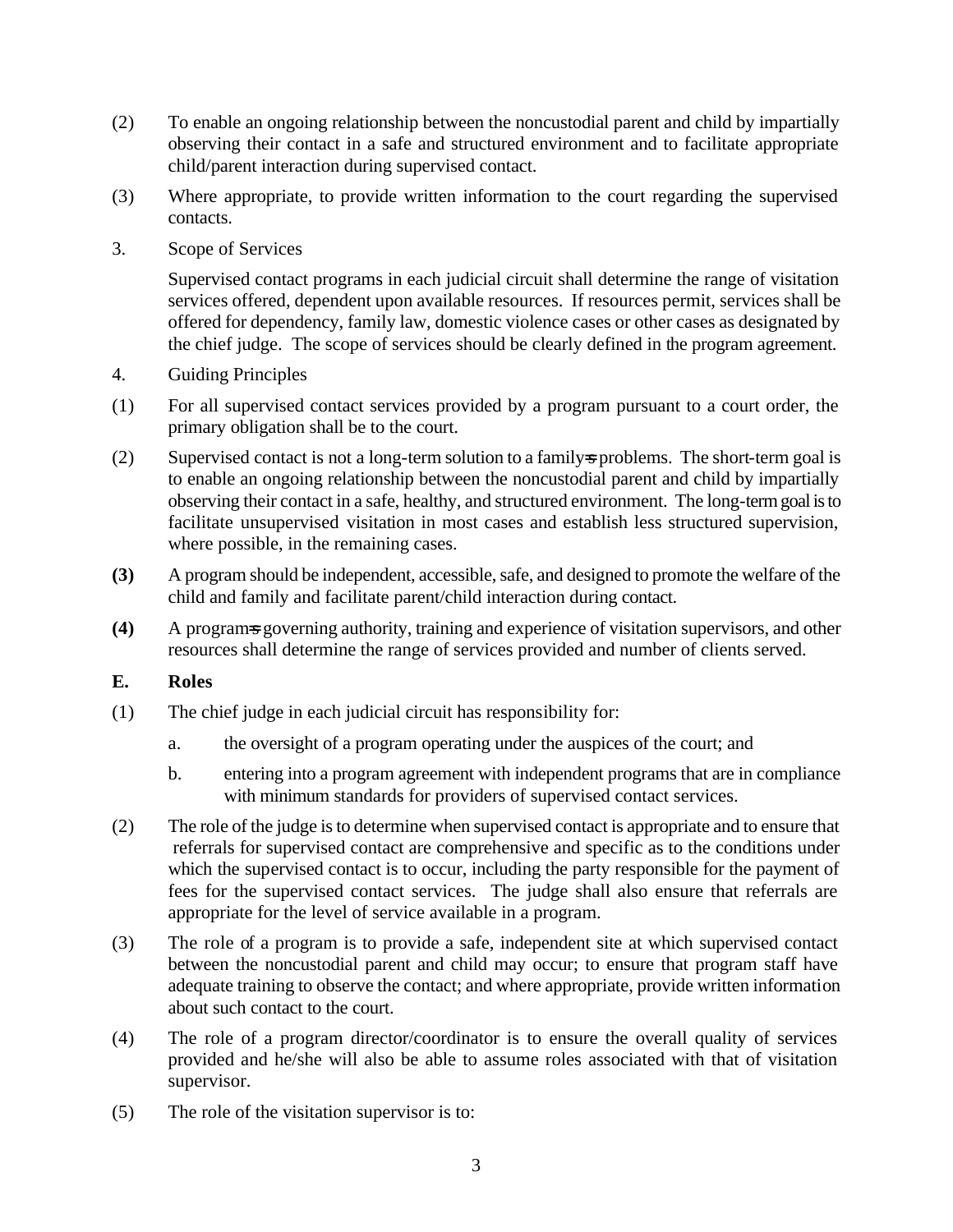(2) To enable an ongoing relationship between the noncustodial parent and child by impartially observing their contact in a safe and structured environment and to facilitate appropriate child/parent interaction during supervised contact.

(3) Where appropriate, to provide written information to the court regarding the supervised contacts.

3. Scope of Services

Supervised contact programs in each judicial circuit shall determine the range of visitation services offered, dependent upon available resources. If resources permit, services shall be offered for dependency, family law, domestic violence cases or other cases as designated by the chief judge. The scope of services should be clearly defined in the program agreement.

4. Guiding Principles

(1) For all supervised contact services provided by a program pursuant to a court order, the primary obligation shall be to the court.

(2) Supervised contact is not a long-term solution to a family=s problems. The short-term goal is to enable an ongoing relationship between the noncustodial parent and child by impartially observing their contact in a safe, healthy, and structured environment. The long-term goal is to facilitate unsupervised visitation in most cases and establish less structured supervision, where possible, in the remaining cases.

**(3)** A program should be independent, accessible, safe, and designed to promote the welfare of the child and family and facilitate parent/child interaction during contact.

**(4)** A program=s governing authority, training and experience of visitation supervisors, and other resources shall determine the range of services provided and number of clients served.

**E. Roles**

(1) The chief judge in each judicial circuit has responsibility for:

a. the oversight of a program operating under the auspices of the court; and

b. entering into a program agreement with independent programs that are in compliance with minimum standards for providers of supervised contact services.

(2) The role of the judge is to determine when supervised contact is appropriate and to ensure that referrals for supervised contact are comprehensive and specific as to the conditions under which the supervised contact is to occur, including the party responsible for the payment of fees for the supervised contact services. The judge shall also ensure that referrals are appropriate for the level of service available in a program.

(3) The role of a program is to provide a safe, independent site at which supervised contact between the noncustodial parent and child may occur; to ensure that program staff have adequate training to observe the contact; and where appropriate, provide written information about such contact to the court.

(4) The role of a program director/coordinator is to ensure the overall quality of services provided and he/she will also be able to assume roles associated with that of visitation supervisor.

(5) The role of the visitation supervisor is to: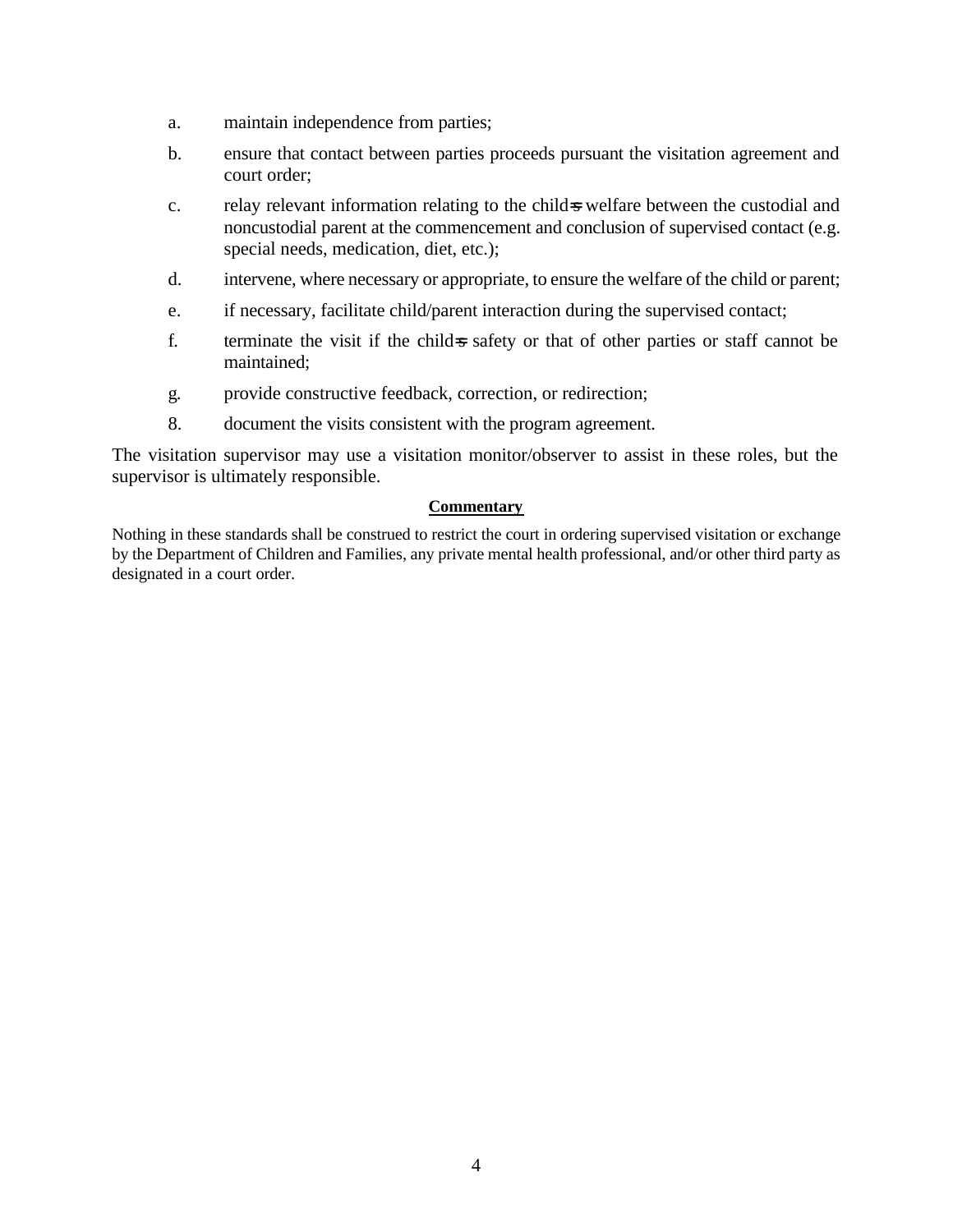a. maintain independence from parties;

b. ensure that contact between parties proceeds pursuant the visitation agreement and court order;

c. relay relevant information relating to the child=s welfare between the custodial and noncustodial parent at the commencement and conclusion of supervised contact (e.g. special needs, medication, diet, etc.);

d. intervene, where necessary or appropriate, to ensure the welfare of the child or parent;

e. if necessary, facilitate child/parent interaction during the supervised contact;

f. terminate the visit if the child=s safety or that of other parties or staff cannot be maintained;

g. provide constructive feedback, correction, or redirection;

8. document the visits consistent with the program agreement.

The visitation supervisor may use a visitation monitor/observer to assist in these roles, but the supervisor is ultimately responsible.

**Commentary**

Nothing in these standards shall be construed to restrict the court in ordering supervised visitation or exchange by the Department of Children and Families, any private mental health professional, and/or other third party as designated in a court order.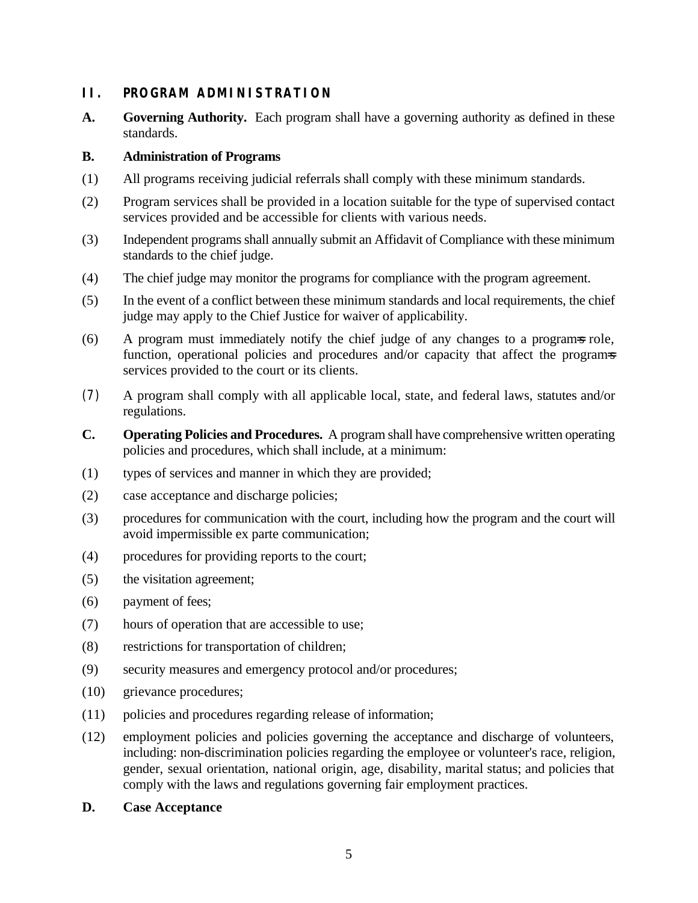## II. PROGRAM ADMINISTRATION

**A. Governing Authority.** Each program shall have a governing authority as defined in these standards.

**B. Administration of Programs**

(1) All programs receiving judicial referrals shall comply with these minimum standards.

(2) Program services shall be provided in a location suitable for the type of supervised contact services provided and be accessible for clients with various needs.

(3) Independent programs shall annually submit an Affidavit of Compliance with these minimum standards to the chief judge.

(4) The chief judge may monitor the programs for compliance with the program agreement.

(5) In the event of a conflict between these minimum standards and local requirements, the chief judge may apply to the Chief Justice for waiver of applicability.

(6) A program must immediately notify the chief judge of any changes to a program=s role, function, operational policies and procedures and/or capacity that affect the program=s services provided to the court or its clients.

(7) A program shall comply with all applicable local, state, and federal laws, statutes and/or regulations.

**C. Operating Policies and Procedures.** A program shall have comprehensive written operating policies and procedures, which shall include, at a minimum:

(1) types of services and manner in which they are provided;

(2) case acceptance and discharge policies;

(3) procedures for communication with the court, including how the program and the court will avoid impermissible ex parte communication;

(4) procedures for providing reports to the court;

(5) the visitation agreement;

(6) payment of fees;

(7) hours of operation that are accessible to use;

(8) restrictions for transportation of children;

(9) security measures and emergency protocol and/or procedures;

(10) grievance procedures;

(11) policies and procedures regarding release of information;

(12) employment policies and policies governing the acceptance and discharge of volunteers, including: non-discrimination policies regarding the employee or volunteer's race, religion, gender, sexual orientation, national origin, age, disability, marital status; and policies that comply with the laws and regulations governing fair employment practices.

**D. Case Acceptance**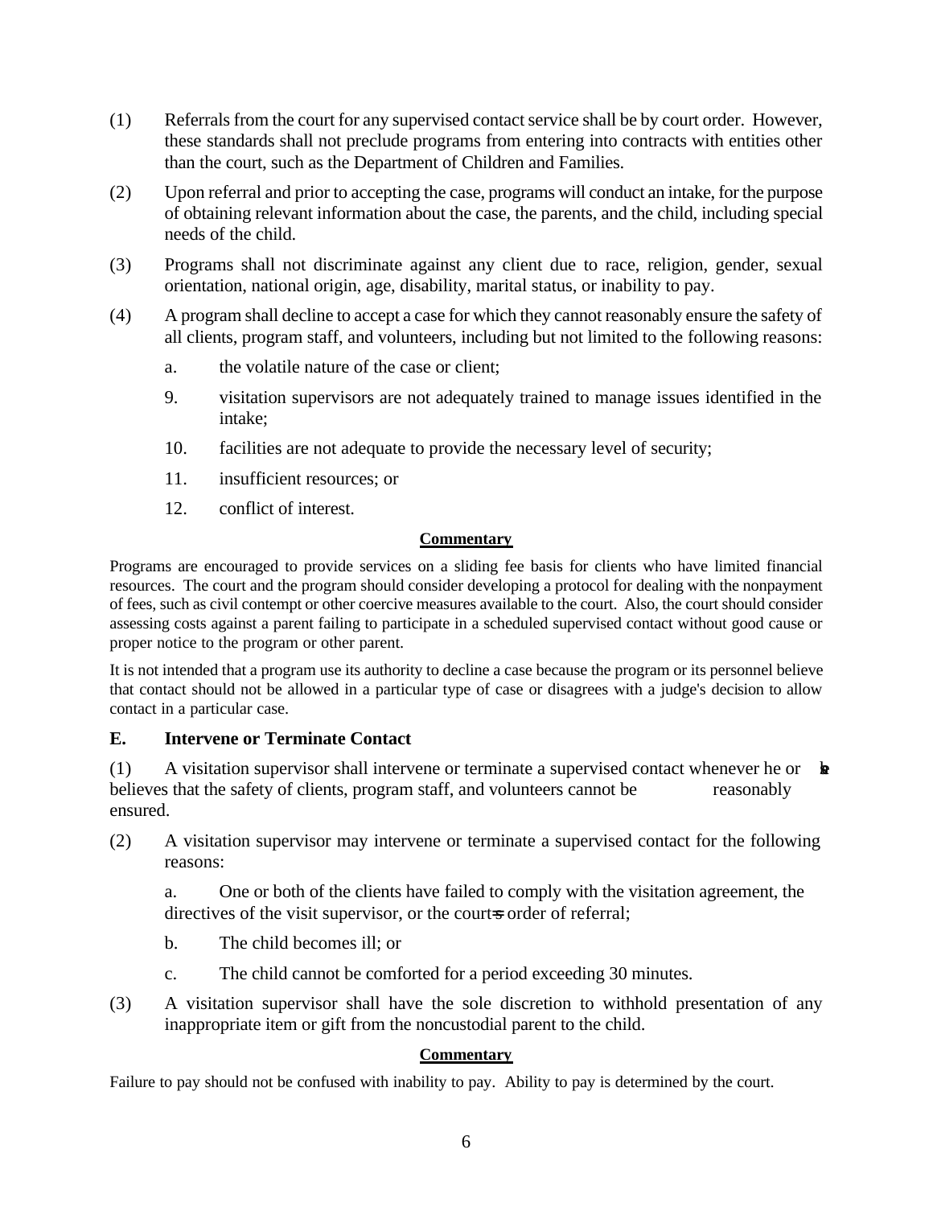(1) Referrals from the court for any supervised contact service shall be by court order. However, these standards shall not preclude programs from entering into contracts with entities other than the court, such as the Department of Children and Families.

(2) Upon referral and prior to accepting the case, programs will conduct an intake, for the purpose of obtaining relevant information about the case, the parents, and the child, including special needs of the child.

(3) Programs shall not discriminate against any client due to race, religion, gender, sexual orientation, national origin, age, disability, marital status, or inability to pay.

(4) A program shall decline to accept a case for which they cannot reasonably ensure the safety of all clients, program staff, and volunteers, including but not limited to the following reasons:

   a. the volatile nature of the case or client;

   9. visitation supervisors are not adequately trained to manage issues identified in the intake;

   10. facilities are not adequate to provide the necessary level of security;

   11. insufficient resources; or

   12. conflict of interest.

**Commentary**

Programs are encouraged to provide services on a sliding fee basis for clients who have limited financial resources. The court and the program should consider developing a protocol for dealing with the nonpayment of fees, such as civil contempt or other coercive measures available to the court. Also, the court should consider assessing costs against a parent failing to participate in a scheduled supervised contact without good cause or proper notice to the program or other parent.

It is not intended that a program use its authority to decline a case because the program or its personnel believe that contact should not be allowed in a particular type of case or disagrees with a judge's decision to allow contact in a particular case.

### E. Intervene or Terminate Contact

(1) A visitation supervisor shall intervene or terminate a supervised contact whenever he or she believes that the safety of clients, program staff, and volunteers cannot be reasonably ensured.

(2) A visitation supervisor may intervene or terminate a supervised contact for the following reasons:

   a. One or both of the clients have failed to comply with the visitation agreement, the directives of the visit supervisor, or the court's order of referral;

   b. The child becomes ill; or

   c. The child cannot be comforted for a period exceeding 30 minutes.

(3) A visitation supervisor shall have the sole discretion to withhold presentation of any inappropriate item or gift from the noncustodial parent to the child.

**Commentary**

Failure to pay should not be confused with inability to pay. Ability to pay is determined by the court.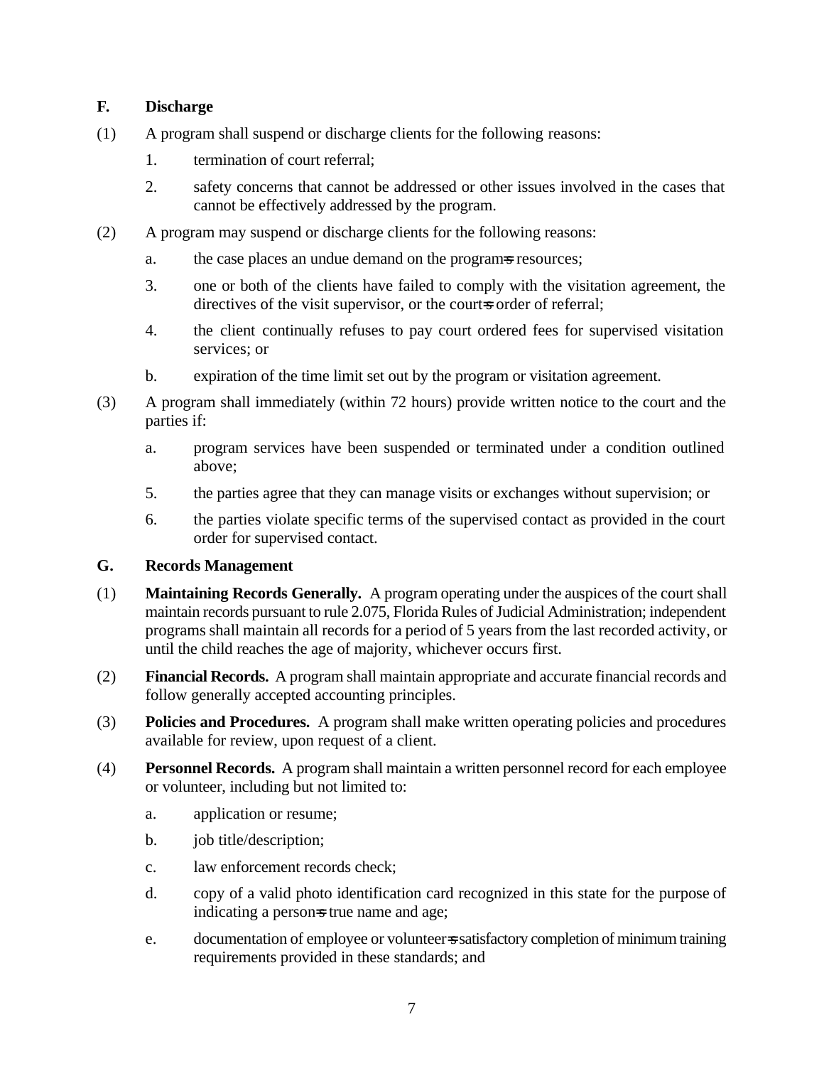**F. Discharge**

(1) A program shall suspend or discharge clients for the following reasons:

1. termination of court referral;

2. safety concerns that cannot be addressed or other issues involved in the cases that cannot be effectively addressed by the program.

(2) A program may suspend or discharge clients for the following reasons:

a. the case places an undue demand on the program=s resources;

3. one or both of the clients have failed to comply with the visitation agreement, the directives of the visit supervisor, or the court=s order of referral;

4. the client continually refuses to pay court ordered fees for supervised visitation services; or

b. expiration of the time limit set out by the program or visitation agreement.

(3) A program shall immediately (within 72 hours) provide written notice to the court and the parties if:

a. program services have been suspended or terminated under a condition outlined above;

5. the parties agree that they can manage visits or exchanges without supervision; or

6. the parties violate specific terms of the supervised contact as provided in the court order for supervised contact.

**G. Records Management**

(1) **Maintaining Records Generally.** A program operating under the auspices of the court shall maintain records pursuant to rule 2.075, Florida Rules of Judicial Administration; independent programs shall maintain all records for a period of 5 years from the last recorded activity, or until the child reaches the age of majority, whichever occurs first.

(2) **Financial Records.** A program shall maintain appropriate and accurate financial records and follow generally accepted accounting principles.

(3) **Policies and Procedures.** A program shall make written operating policies and procedures available for review, upon request of a client.

(4) **Personnel Records.** A program shall maintain a written personnel record for each employee or volunteer, including but not limited to:

a. application or resume;

b. job title/description;

c. law enforcement records check;

d. copy of a valid photo identification card recognized in this state for the purpose of indicating a person=s true name and age;

e. documentation of employee or volunteer=s satisfactory completion of minimum training requirements provided in these standards; and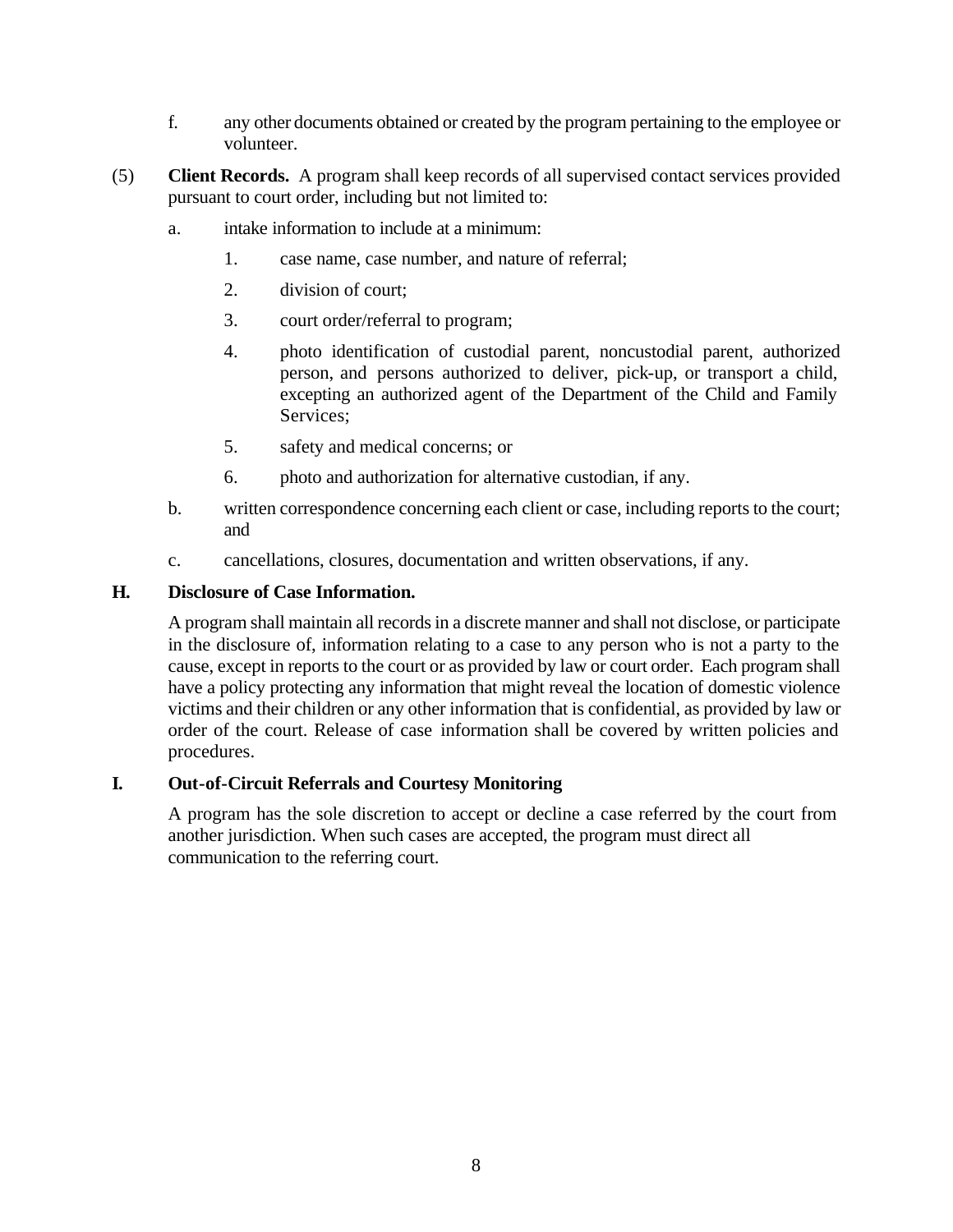f. any other documents obtained or created by the program pertaining to the employee or volunteer.

(5) **Client Records.** A program shall keep records of all supervised contact services provided pursuant to court order, including but not limited to:

a. intake information to include at a minimum:

1. case name, case number, and nature of referral;
2. division of court;
3. court order/referral to program;
4. photo identification of custodial parent, noncustodial parent, authorized person, and persons authorized to deliver, pick-up, or transport a child, excepting an authorized agent of the Department of the Child and Family Services;
5. safety and medical concerns; or
6. photo and authorization for alternative custodian, if any.

b. written correspondence concerning each client or case, including reports to the court; and

c. cancellations, closures, documentation and written observations, if any.

**H. Disclosure of Case Information.**

A program shall maintain all records in a discrete manner and shall not disclose, or participate in the disclosure of, information relating to a case to any person who is not a party to the cause, except in reports to the court or as provided by law or court order. Each program shall have a policy protecting any information that might reveal the location of domestic violence victims and their children or any other information that is confidential, as provided by law or order of the court. Release of case information shall be covered by written policies and procedures.

**I. Out-of-Circuit Referrals and Courtesy Monitoring**

A program has the sole discretion to accept or decline a case referred by the court from another jurisdiction. When such cases are accepted, the program must direct all communication to the referring court.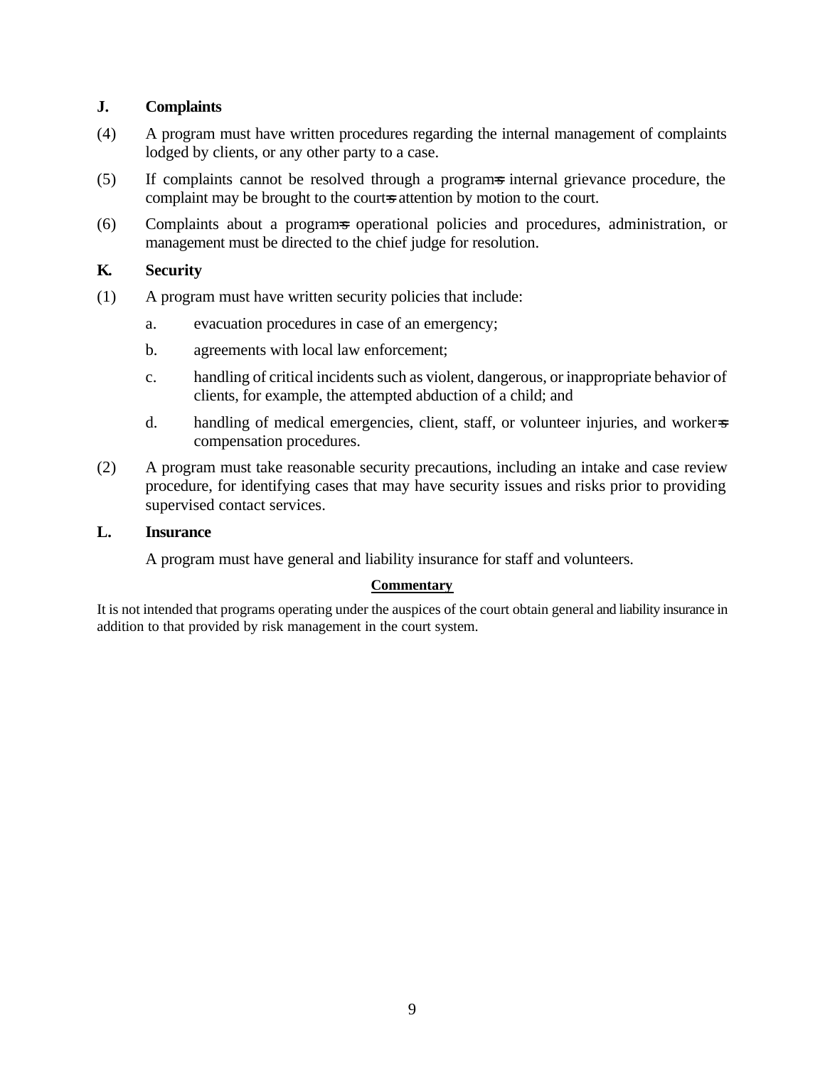## J. Complaints

(4) A program must have written procedures regarding the internal management of complaints lodged by clients, or any other party to a case.

(5) If complaints cannot be resolved through a program=s internal grievance procedure, the complaint may be brought to the court=s attention by motion to the court.

(6) Complaints about a program=s operational policies and procedures, administration, or management must be directed to the chief judge for resolution.

## K. Security

(1) A program must have written security policies that include:

   a. evacuation procedures in case of an emergency;

   b. agreements with local law enforcement;

   c. handling of critical incidents such as violent, dangerous, or inappropriate behavior of clients, for example, the attempted abduction of a child; and

   d. handling of medical emergencies, client, staff, or volunteer injuries, and worker=s compensation procedures.

(2) A program must take reasonable security precautions, including an intake and case review procedure, for identifying cases that may have security issues and risks prior to providing supervised contact services.

## L. Insurance

A program must have general and liability insurance for staff and volunteers.

**Commentary**

It is not intended that programs operating under the auspices of the court obtain general and liability insurance in addition to that provided by risk management in the court system.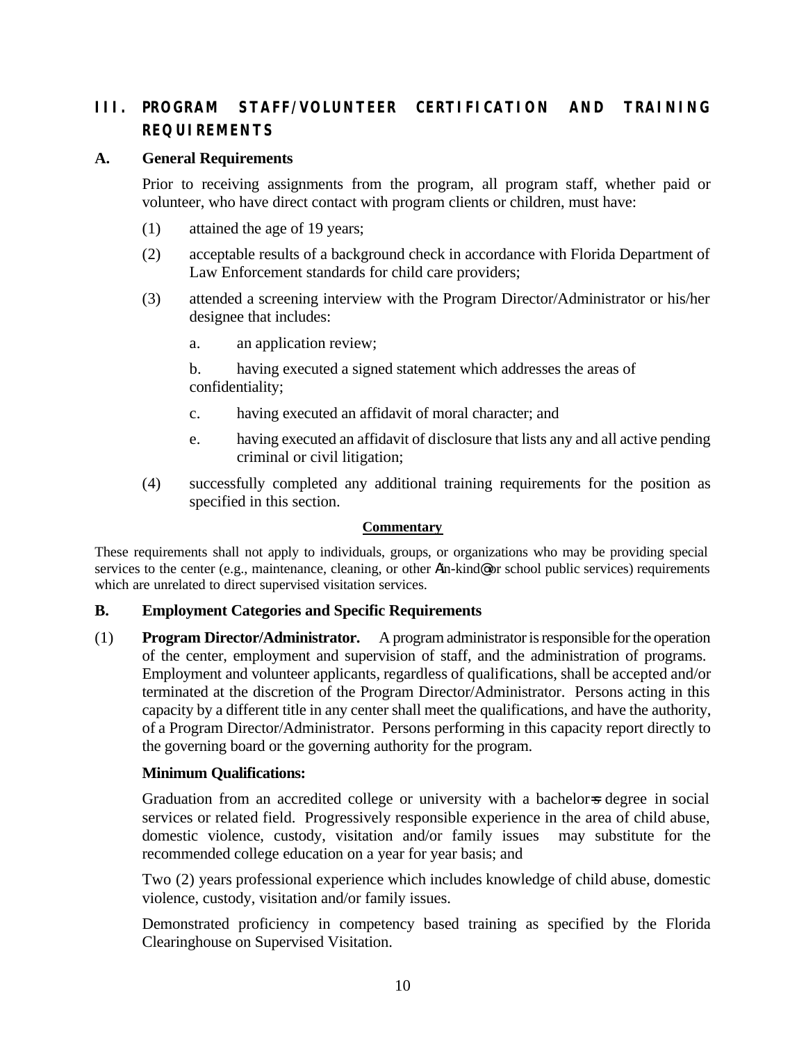## III. PROGRAM STAFF/VOLUNTEER CERTIFICATION AND TRAINING REQUIREMENTS

### A. General Requirements

Prior to receiving assignments from the program, all program staff, whether paid or volunteer, who have direct contact with program clients or children, must have:

(1) attained the age of 19 years;

(2) acceptable results of a background check in accordance with Florida Department of Law Enforcement standards for child care providers;

(3) attended a screening interview with the Program Director/Administrator or his/her designee that includes:

a. an application review;

b. having executed a signed statement which addresses the areas of confidentiality;

c. having executed an affidavit of moral character; and

e. having executed an affidavit of disclosure that lists any and all active pending criminal or civil litigation;

(4) successfully completed any additional training requirements for the position as specified in this section.

**Commentary**

These requirements shall not apply to individuals, groups, or organizations who may be providing special services to the center (e.g., maintenance, cleaning, or other Ain-kind@ or school public services) requirements which are unrelated to direct supervised visitation services.

### B. Employment Categories and Specific Requirements

(1) **Program Director/Administrator.** A program administrator is responsible for the operation of the center, employment and supervision of staff, and the administration of programs. Employment and volunteer applicants, regardless of qualifications, shall be accepted and/or terminated at the discretion of the Program Director/Administrator. Persons acting in this capacity by a different title in any center shall meet the qualifications, and have the authority, of a Program Director/Administrator. Persons performing in this capacity report directly to the governing board or the governing authority for the program.

**Minimum Qualifications:**

Graduation from an accredited college or university with a bachelor=s degree in social services or related field. Progressively responsible experience in the area of child abuse, domestic violence, custody, visitation and/or family issues may substitute for the recommended college education on a year for year basis; and

Two (2) years professional experience which includes knowledge of child abuse, domestic violence, custody, visitation and/or family issues.

Demonstrated proficiency in competency based training as specified by the Florida Clearinghouse on Supervised Visitation.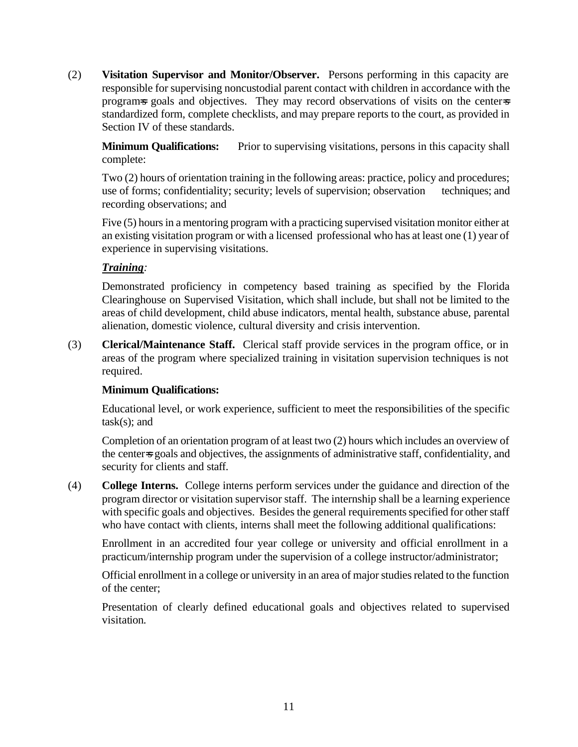(2) **Visitation Supervisor and Monitor/Observer.** Persons performing in this capacity are responsible for supervising noncustodial parent contact with children in accordance with the program's goals and objectives. They may record observations of visits on the center's standardized form, complete checklists, and may prepare reports to the court, as provided in Section IV of these standards.

**Minimum Qualifications:** Prior to supervising visitations, persons in this capacity shall complete:

Two (2) hours of orientation training in the following areas: practice, policy and procedures; use of forms; confidentiality; security; levels of supervision; observation techniques; and recording observations; and

Five (5) hours in a mentoring program with a practicing supervised visitation monitor either at an existing visitation program or with a licensed professional who has at least one (1) year of experience in supervising visitations.

***Training*:**

Demonstrated proficiency in competency based training as specified by the Florida Clearinghouse on Supervised Visitation, which shall include, but shall not be limited to the areas of child development, child abuse indicators, mental health, substance abuse, parental alienation, domestic violence, cultural diversity and crisis intervention.

(3) **Clerical/Maintenance Staff.** Clerical staff provide services in the program office, or in areas of the program where specialized training in visitation supervision techniques is not required.

**Minimum Qualifications:**

Educational level, or work experience, sufficient to meet the responsibilities of the specific task(s); and

Completion of an orientation program of at least two (2) hours which includes an overview of the center's goals and objectives, the assignments of administrative staff, confidentiality, and security for clients and staff.

(4) **College Interns.** College interns perform services under the guidance and direction of the program director or visitation supervisor staff. The internship shall be a learning experience with specific goals and objectives. Besides the general requirements specified for other staff who have contact with clients, interns shall meet the following additional qualifications:

Enrollment in an accredited four year college or university and official enrollment in a practicum/internship program under the supervision of a college instructor/administrator;

Official enrollment in a college or university in an area of major studies related to the function of the center;

Presentation of clearly defined educational goals and objectives related to supervised visitation.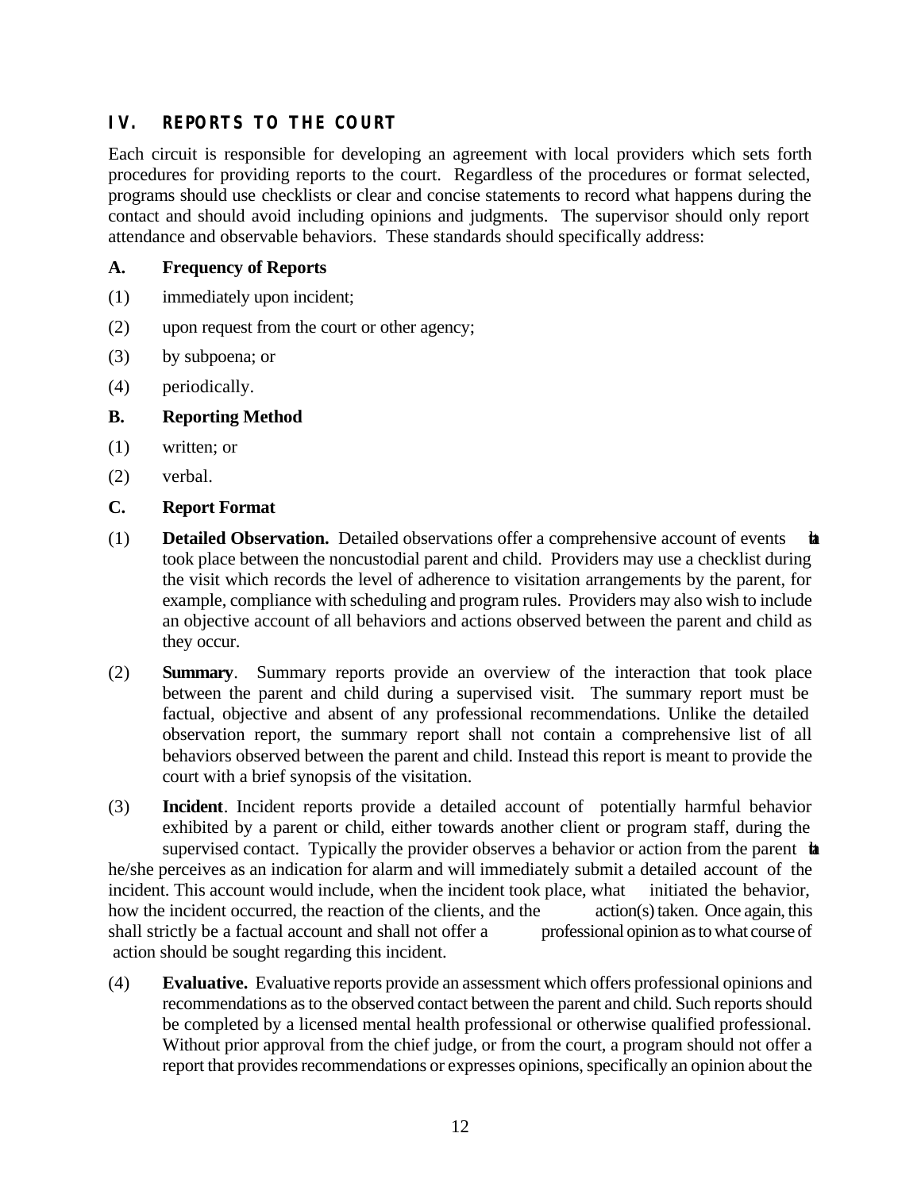## IV. REPORTS TO THE COURT

Each circuit is responsible for developing an agreement with local providers which sets forth procedures for providing reports to the court. Regardless of the procedures or format selected, programs should use checklists or clear and concise statements to record what happens during the contact and should avoid including opinions and judgments. The supervisor should only report attendance and observable behaviors. These standards should specifically address:

### A. Frequency of Reports

(1) immediately upon incident;

(2) upon request from the court or other agency;

(3) by subpoena; or

(4) periodically.

### B. Reporting Method

(1) written; or

(2) verbal.

### C. Report Format

(1) **Detailed Observation.** Detailed observations offer a comprehensive account of events that took place between the noncustodial parent and child. Providers may use a checklist during the visit which records the level of adherence to visitation arrangements by the parent, for example, compliance with scheduling and program rules. Providers may also wish to include an objective account of all behaviors and actions observed between the parent and child as they occur.

(2) **Summary**. Summary reports provide an overview of the interaction that took place between the parent and child during a supervised visit. The summary report must be factual, objective and absent of any professional recommendations. Unlike the detailed observation report, the summary report shall not contain a comprehensive list of all behaviors observed between the parent and child. Instead this report is meant to provide the court with a brief synopsis of the visitation.

(3) **Incident**. Incident reports provide a detailed account of potentially harmful behavior exhibited by a parent or child, either towards another client or program staff, during the supervised contact. Typically the provider observes a behavior or action from the parent that he/she perceives as an indication for alarm and will immediately submit a detailed account of the incident. This account would include, when the incident took place, what initiated the behavior, how the incident occurred, the reaction of the clients, and the action(s) taken. Once again, this shall strictly be a factual account and shall not offer a professional opinion as to what course of action should be sought regarding this incident.

(4) **Evaluative.** Evaluative reports provide an assessment which offers professional opinions and recommendations as to the observed contact between the parent and child. Such reports should be completed by a licensed mental health professional or otherwise qualified professional. Without prior approval from the chief judge, or from the court, a program should not offer a report that provides recommendations or expresses opinions, specifically an opinion about the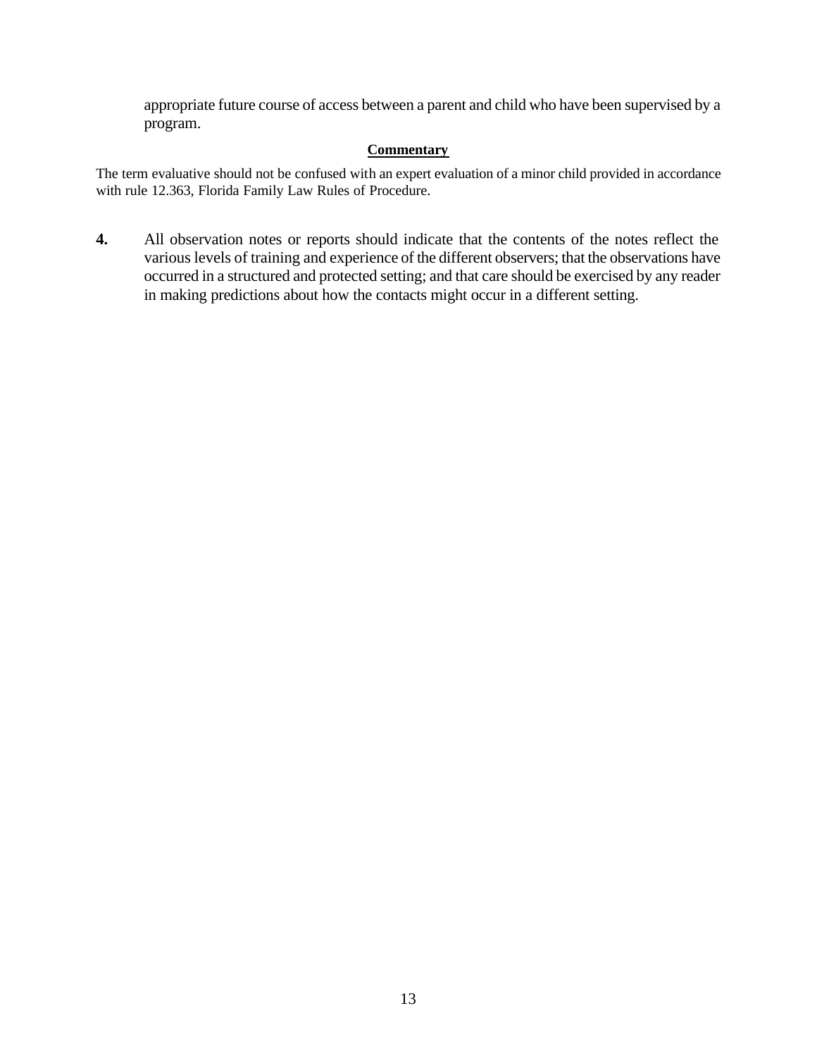appropriate future course of access between a parent and child who have been supervised by a program.

**Commentary**

The term evaluative should not be confused with an expert evaluation of a minor child provided in accordance with rule 12.363, Florida Family Law Rules of Procedure.

**4.** All observation notes or reports should indicate that the contents of the notes reflect the various levels of training and experience of the different observers; that the observations have occurred in a structured and protected setting; and that care should be exercised by any reader in making predictions about how the contacts might occur in a different setting.